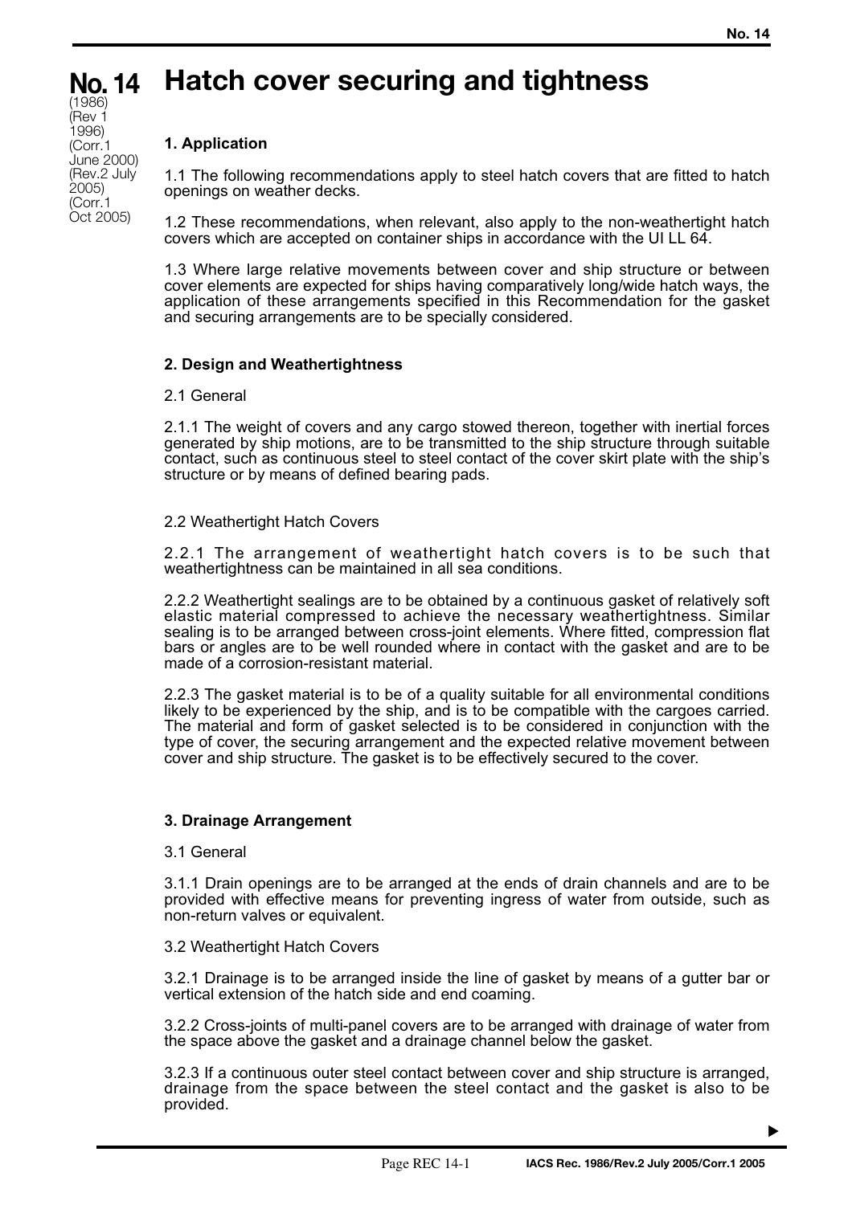# No. 14 Hatch cover securing and tightness

(1986)
(Rev 1 1996)
(Corr.1 June 2000)
(Rev.2 July 2005)
(Corr.1 Oct 2005)

## 1. Application

1.1 The following recommendations apply to steel hatch covers that are fitted to hatch openings on weather decks.

1.2 These recommendations, when relevant, also apply to the non-weathertight hatch covers which are accepted on container ships in accordance with the UI LL 64.

1.3 Where large relative movements between cover and ship structure or between cover elements are expected for ships having comparatively long/wide hatch ways, the application of these arrangements specified in this Recommendation for the gasket and securing arrangements are to be specially considered.

## 2. Design and Weathertightness

2.1 General

2.1.1 The weight of covers and any cargo stowed thereon, together with inertial forces generated by ship motions, are to be transmitted to the ship structure through suitable contact, such as continuous steel to steel contact of the cover skirt plate with the ship's structure or by means of defined bearing pads.

2.2 Weathertight Hatch Covers

2.2.1 The arrangement of weathertight hatch covers is to be such that weathertightness can be maintained in all sea conditions.

2.2.2 Weathertight sealings are to be obtained by a continuous gasket of relatively soft elastic material compressed to achieve the necessary weathertightness. Similar sealing is to be arranged between cross-joint elements. Where fitted, compression flat bars or angles are to be well rounded where in contact with the gasket and are to be made of a corrosion-resistant material.

2.2.3 The gasket material is to be of a quality suitable for all environmental conditions likely to be experienced by the ship, and is to be compatible with the cargoes carried. The material and form of gasket selected is to be considered in conjunction with the type of cover, the securing arrangement and the expected relative movement between cover and ship structure. The gasket is to be effectively secured to the cover.

## 3. Drainage Arrangement

3.1 General

3.1.1 Drain openings are to be arranged at the ends of drain channels and are to be provided with effective means for preventing ingress of water from outside, such as non-return valves or equivalent.

3.2 Weathertight Hatch Covers

3.2.1 Drainage is to be arranged inside the line of gasket by means of a gutter bar or vertical extension of the hatch side and end coaming.

3.2.2 Cross-joints of multi-panel covers are to be arranged with drainage of water from the space above the gasket and a drainage channel below the gasket.

3.2.3 If a continuous outer steel contact between cover and ship structure is arranged, drainage from the space between the steel contact and the gasket is also to be provided.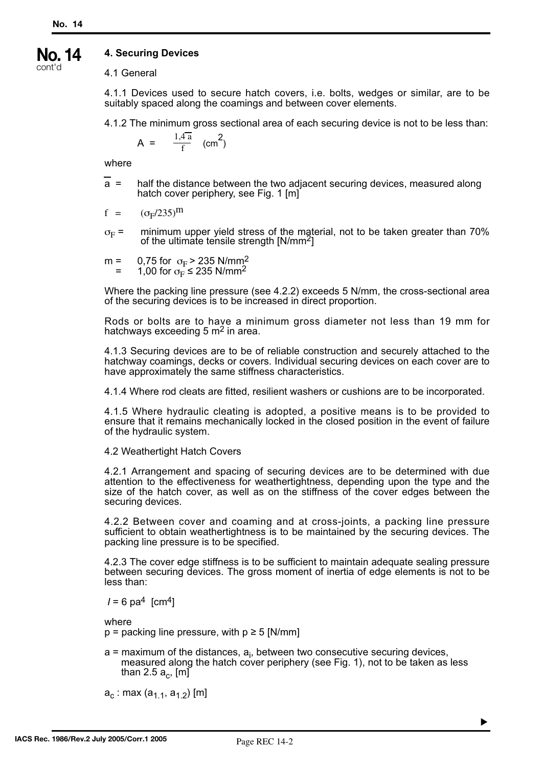## 4. Securing Devices

### 4.1 General

4.1.1 Devices used to secure hatch covers, i.e. bolts, wedges or similar, are to be suitably spaced along the coamings and between cover elements.

4.1.2 The minimum gross sectional area of each securing device is not to be less than:

$$A = \frac{1{,}4\,\overline{a}}{f} \quad (cm^2)$$

where

$\overline{a}$ = half the distance between the two adjacent securing devices, measured along hatch cover periphery, see Fig. 1 [m]

$f$ = $(\sigma_F/235)^m$

$\sigma_F$ = minimum upper yield stress of the material, not to be taken greater than 70% of the ultimate tensile strength [N/mm²]

$m$ = 0,75 for $\sigma_F > 235$ N/mm²
 = 1,00 for $\sigma_F \leq 235$ N/mm²

Where the packing line pressure (see 4.2.2) exceeds 5 N/mm, the cross-sectional area of the securing devices is to be increased in direct proportion.

Rods or bolts are to have a minimum gross diameter not less than 19 mm for hatchways exceeding 5 m² in area.

4.1.3 Securing devices are to be of reliable construction and securely attached to the hatchway coamings, decks or covers. Individual securing devices on each cover are to have approximately the same stiffness characteristics.

4.1.4 Where rod cleats are fitted, resilient washers or cushions are to be incorporated.

4.1.5 Where hydraulic cleating is adopted, a positive means is to be provided to ensure that it remains mechanically locked in the closed position in the event of failure of the hydraulic system.

### 4.2 Weathertight Hatch Covers

4.2.1 Arrangement and spacing of securing devices are to be determined with due attention to the effectiveness for weathertightness, depending upon the type and the size of the hatch cover, as well as on the stiffness of the cover edges between the securing devices.

4.2.2 Between cover and coaming and at cross-joints, a packing line pressure sufficient to obtain weathertightness is to be maintained by the securing devices. The packing line pressure is to be specified.

4.2.3 The cover edge stiffness is to be sufficient to maintain adequate sealing pressure between securing devices. The gross moment of inertia of edge elements is not to be less than:

$$I = 6\,pa^4 \quad [cm^4]$$

where

$p$ = packing line pressure, with $p \geq 5$ [N/mm]

$a$ = maximum of the distances, $a_i$, between two consecutive securing devices, measured along the hatch cover periphery (see Fig. 1), not to be taken as less than 2.5 $a_c$, [m]

$a_c$ : max $(a_{1.1}, a_{1.2})$ [m]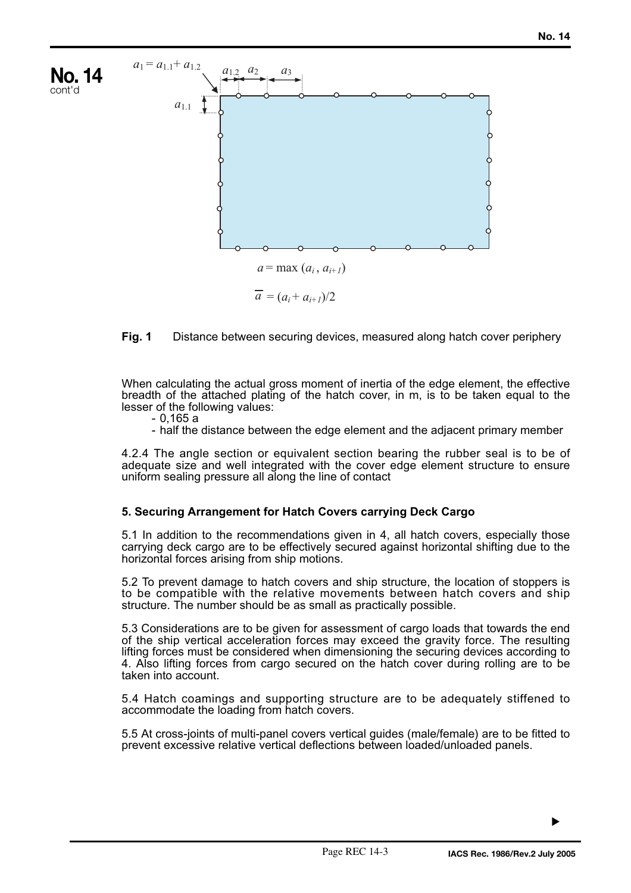$a_1 = a_{1.1} + a_{1.2}$

$a = \max(a_i, a_{i+1})$

$\overline{a} = (a_i + a_{i+1})/2$

**Fig. 1** Distance between securing devices, measured along hatch cover periphery

When calculating the actual gross moment of inertia of the edge element, the effective breadth of the attached plating of the hatch cover, in m, is to be taken equal to the lesser of the following values:

- 0,165 a
- half the distance between the edge element and the adjacent primary member

4.2.4 The angle section or equivalent section bearing the rubber seal is to be of adequate size and well integrated with the cover edge element structure to ensure uniform sealing pressure all along the line of contact

**5. Securing Arrangement for Hatch Covers carrying Deck Cargo**

5.1 In addition to the recommendations given in 4, all hatch covers, especially those carrying deck cargo are to be effectively secured against horizontal shifting due to the horizontal forces arising from ship motions.

5.2 To prevent damage to hatch covers and ship structure, the location of stoppers is to be compatible with the relative movements between hatch covers and ship structure. The number should be as small as practically possible.

5.3 Considerations are to be given for assessment of cargo loads that towards the end of the ship vertical acceleration forces may exceed the gravity force. The resulting lifting forces must be considered when dimensioning the securing devices according to 4. Also lifting forces from cargo secured on the hatch cover during rolling are to be taken into account.

5.4 Hatch coamings and supporting structure are to be adequately stiffened to accommodate the loading from hatch covers.

5.5 At cross-joints of multi-panel covers vertical guides (male/female) are to be fitted to prevent excessive relative vertical deflections between loaded/unloaded panels.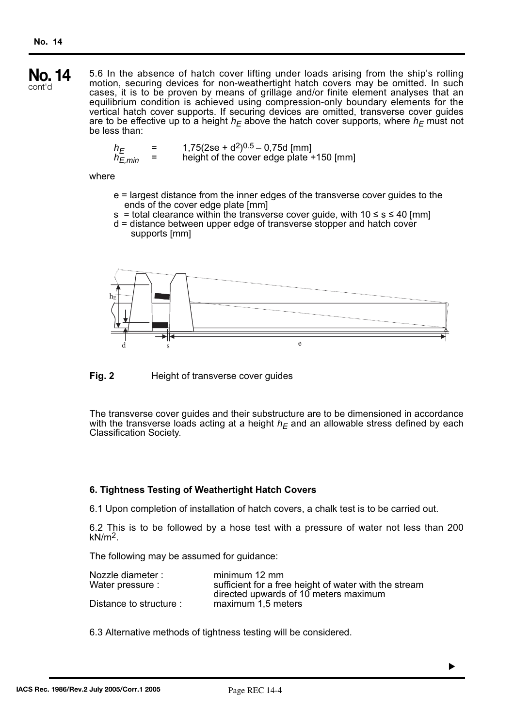5.6 In the absence of hatch cover lifting under loads arising from the ship's rolling motion, securing devices for non-weathertight hatch covers may be omitted. In such cases, it is to be proven by means of grillage and/or finite element analyses that an equilibrium condition is achieved using compression-only boundary elements for the vertical hatch cover supports. If securing devices are omitted, transverse cover guides are to be effective up to a height $h_E$ above the hatch cover supports, where $h_E$ must not be less than:

$h_E$ = $1{,}75(2se + d^2)^{0.5} – 0{,}75d$ [mm]
$h_{E,min}$ = height of the cover edge plate +150 [mm]

where

- e = largest distance from the inner edges of the transverse cover guides to the ends of the cover edge plate [mm]
- s = total clearance within the transverse cover guide, with $10 \leq s \leq 40$ [mm]
- d = distance between upper edge of transverse stopper and hatch cover supports [mm]

**Fig. 2** Height of transverse cover guides

The transverse cover guides and their substructure are to be dimensioned in accordance with the transverse loads acting at a height $h_E$ and an allowable stress defined by each Classification Society.

**6. Tightness Testing of Weathertight Hatch Covers**

6.1 Upon completion of installation of hatch covers, a chalk test is to be carried out.

6.2 This is to be followed by a hose test with a pressure of water not less than 200 $kN/m^2$.

The following may be assumed for guidance:

| | |
|---|---|
| Nozzle diameter : | minimum 12 mm |
| Water pressure : | sufficient for a free height of water with the stream directed upwards of 10 meters maximum |
| Distance to structure : | maximum 1,5 meters |

6.3 Alternative methods of tightness testing will be considered.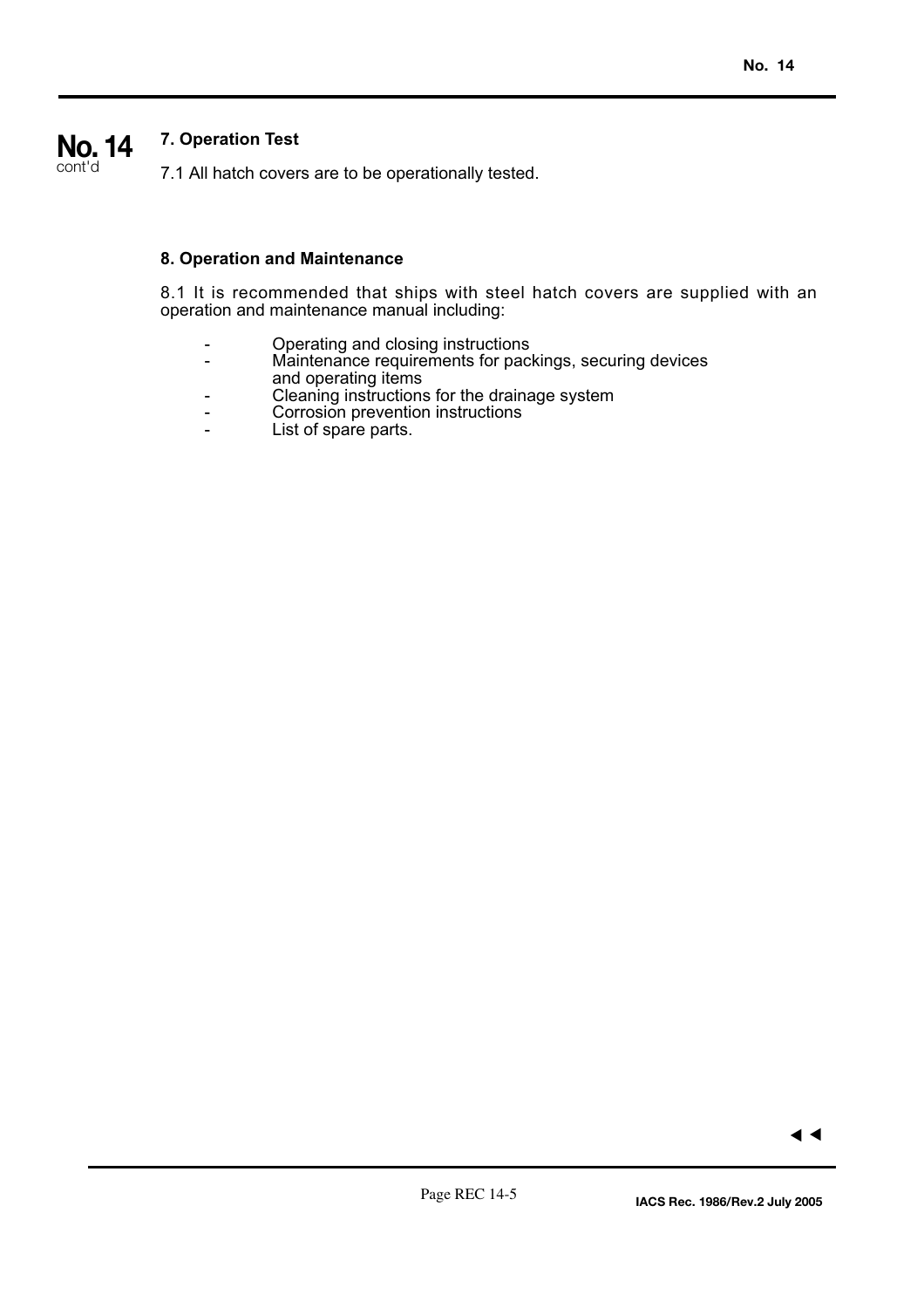## 7. Operation Test

7.1 All hatch covers are to be operationally tested.

## 8. Operation and Maintenance

8.1 It is recommended that ships with steel hatch covers are supplied with an operation and maintenance manual including:

- Operating and closing instructions
- Maintenance requirements for packings, securing devices and operating items
- Cleaning instructions for the drainage system
- Corrosion prevention instructions
- List of spare parts.